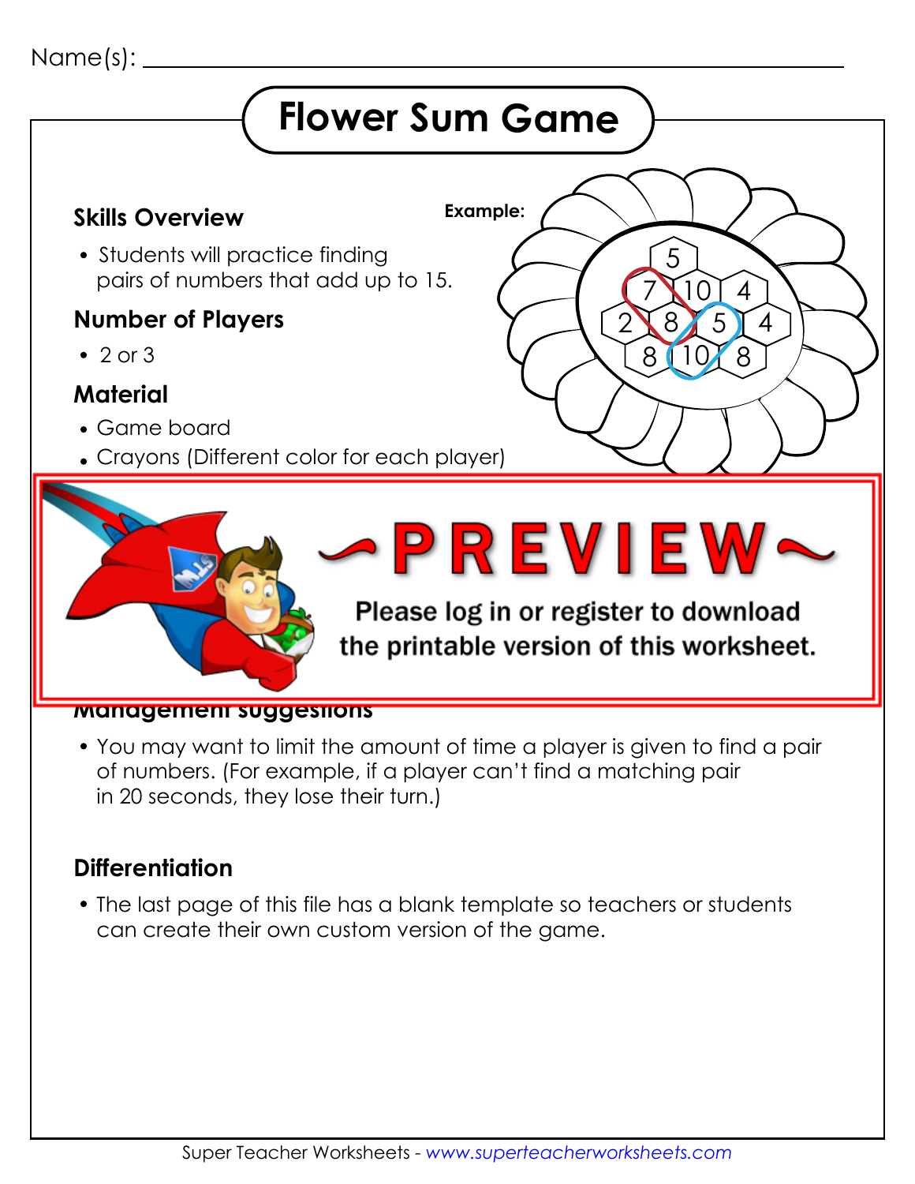Name(s): ______________________________________________

# Flower Sum Game

## Skills Overview

- Students will practice finding pairs of numbers that add up to 15.

**Example:**

## Number of Players

- 2 or 3

## Material

- Game board
- Crayons (Different color for each player)

## ~PREVIEW~

Please log in or register to download the printable version of this worksheet.

## Management suggestions

- You may want to limit the amount of time a player is given to find a pair of numbers. (For example, if a player can't find a matching pair in 20 seconds, they lose their turn.)

## Differentiation

- The last page of this file has a blank template so teachers or students can create their own custom version of the game.

Super Teacher Worksheets - *www.superteacherworksheets.com*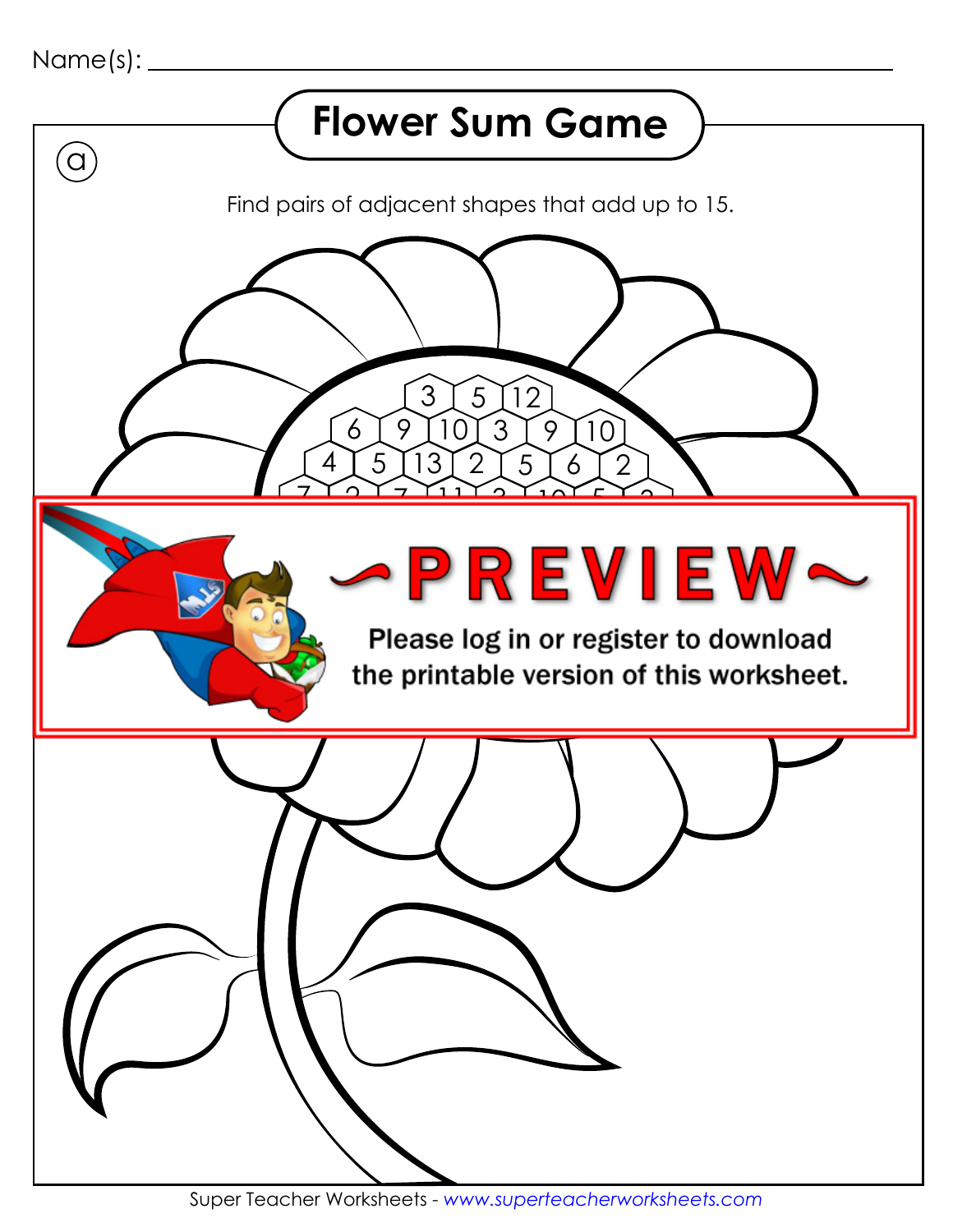Name(s): ___________________________________

# Flower Sum Game

ⓐ

Find pairs of adjacent shapes that add up to 15.

3 5 12

6 9 10 3 9 10

4 5 13 2 5 6 2

~PREVIEW~

Please log in or register to download the printable version of this worksheet.

Super Teacher Worksheets - www.superteacherworksheets.com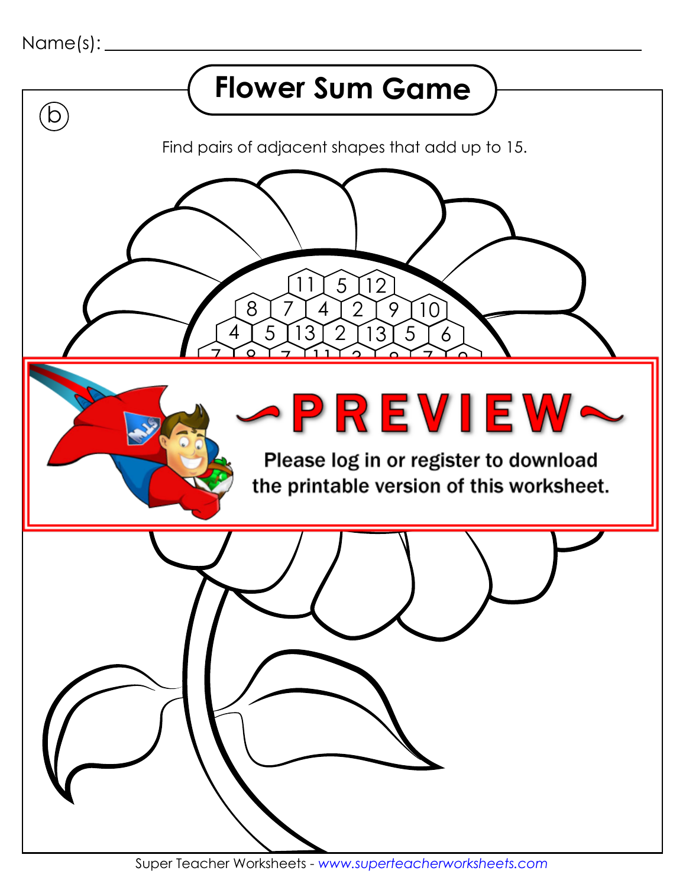Name(s): ____________________

# Flower Sum Game

(b)

Find pairs of adjacent shapes that add up to 15.

11 5 12

8 7 4 2 9 10

4 5 13 2 13 5 6

~PREVIEW~

Please log in or register to download the printable version of this worksheet.

Super Teacher Worksheets - *www.superteacherworksheets.com*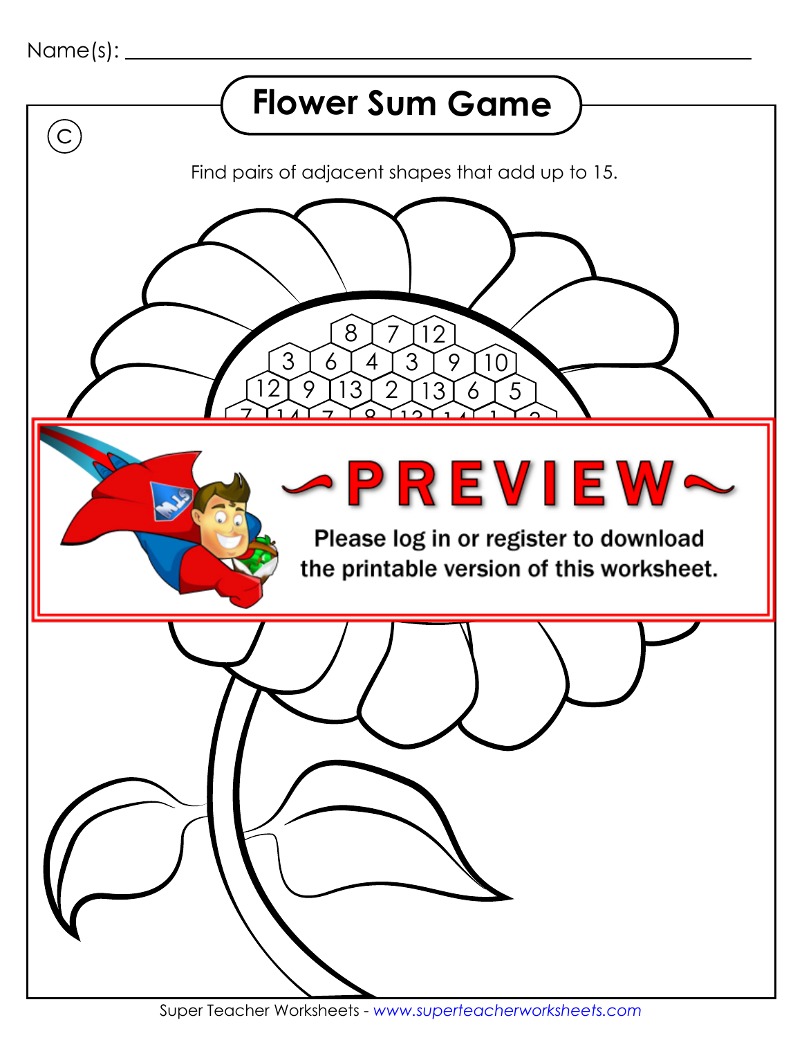Name(s): ___________________________

# Flower Sum Game

Ⓒ

Find pairs of adjacent shapes that add up to 15.

8 7 12

3 6 4 3 9 10

12 9 13 2 13 6 5

~PREVIEW~

Please log in or register to download the printable version of this worksheet.

Super Teacher Worksheets - www.superteacherworksheets.com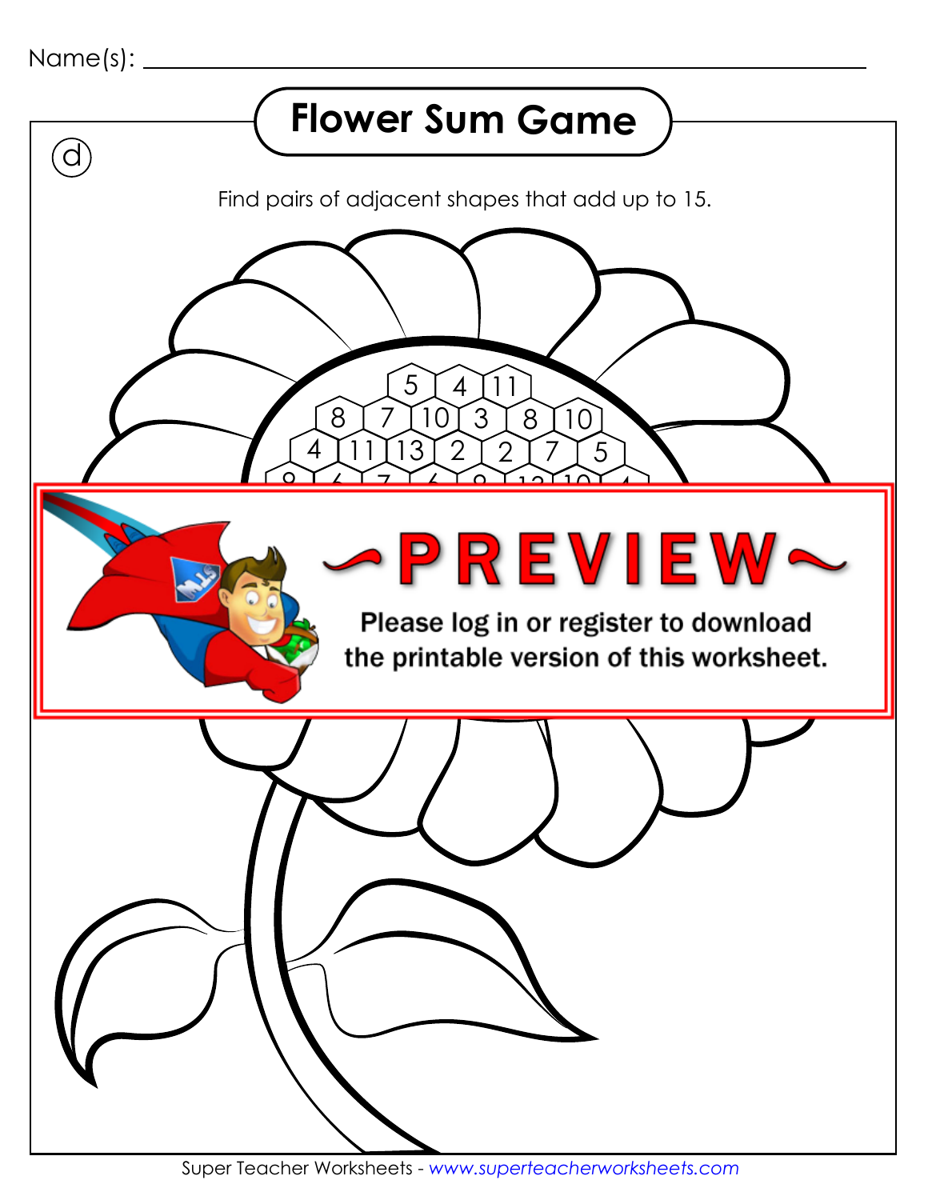Name(s): ________________________________________

# Flower Sum Game

(d)

Find pairs of adjacent shapes that add up to 15.

5 4 11

8 7 10 3 8 10

4 11 13 2 2 7 5

~PREVIEW~

Please log in or register to download the printable version of this worksheet.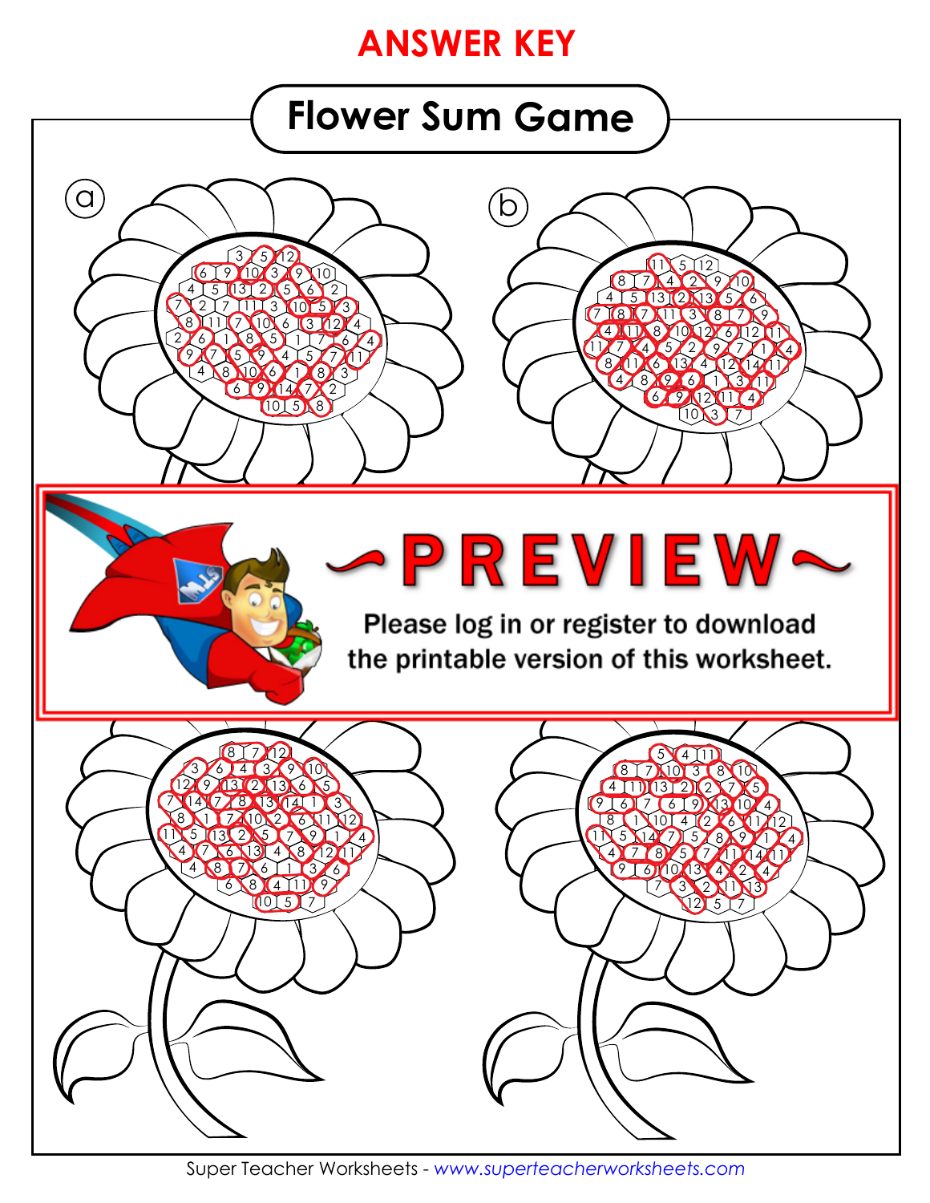# ANSWER KEY

## Flower Sum Game

ⓐ

ⓑ

~PREVIEW~

Please log in or register to download the printable version of this worksheet.

Super Teacher Worksheets - www.superteacherworksheets.com